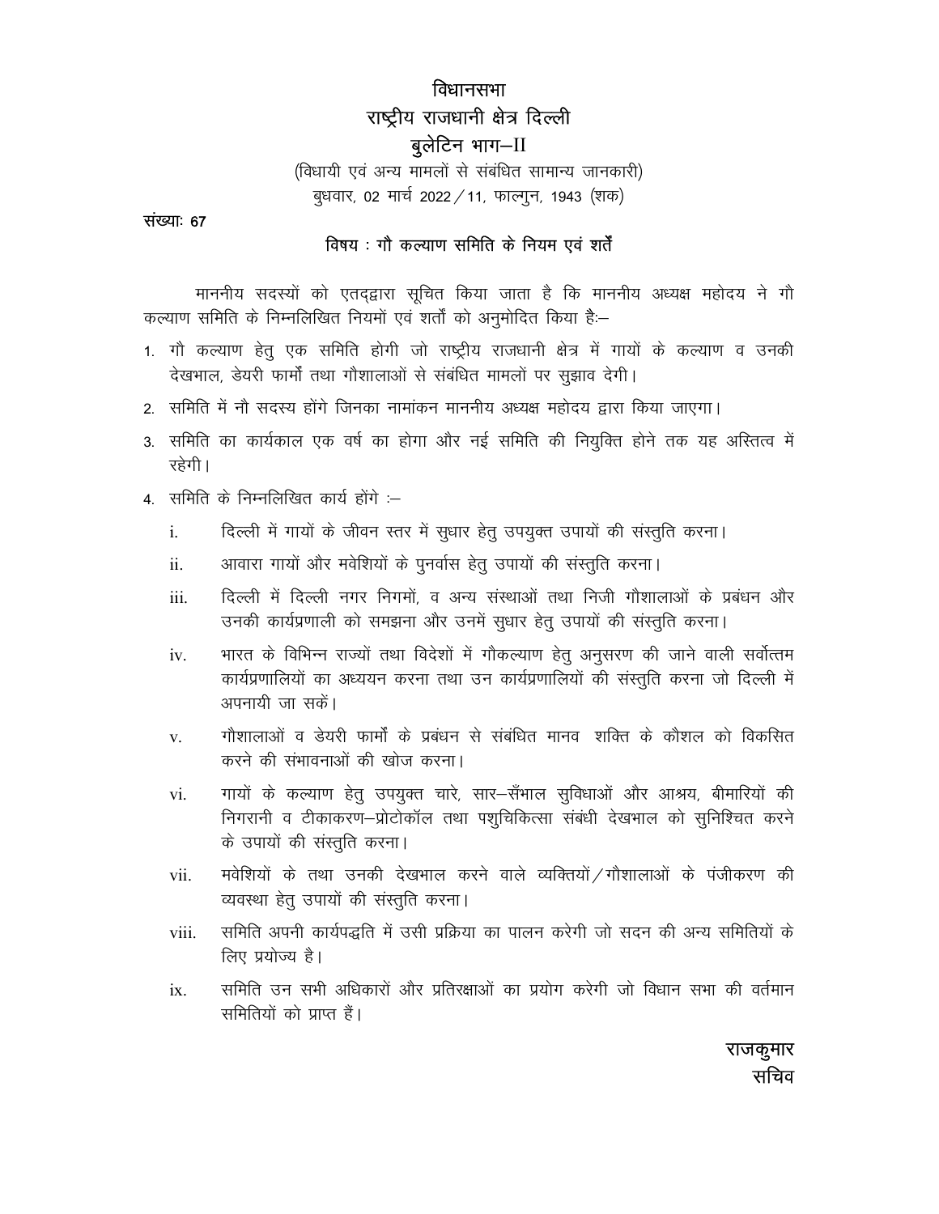# विधानसभा
## राष्ट्रीय राजधानी क्षेत्र दिल्ली
## बुलेटिन भाग–II

(विधायी एवं अन्य मामलों से संबंधित सामान्य जानकारी)
बुधवार, 02 मार्च 2022 / 11, फाल्गुन, 1943 (शक)

**संख्याः 67**

**विषय : गौ कल्याण समिति के नियम एवं शर्तें**

माननीय सदस्यों को एतद्द्वारा सूचित किया जाता है कि माननीय अध्यक्ष महोदय ने गौ कल्याण समिति के निम्नलिखित नियमों एवं शर्तों को अनुमोदित किया हैः–

1. गौ कल्याण हेतु एक समिति होगी जो राष्ट्रीय राजधानी क्षेत्र में गायों के कल्याण व उनकी देखभाल, डेयरी फार्मों तथा गौशालाओं से संबंधित मामलों पर सुझाव देगी।
2. समिति में नौ सदस्य होंगे जिनका नामांकन माननीय अध्यक्ष महोदय द्वारा किया जाएगा।
3. समिति का कार्यकाल एक वर्ष का होगा और नई समिति की नियुक्ति होने तक यह अस्तित्व में रहेगी।
4. समिति के निम्नलिखित कार्य होंगे :–
   - i. दिल्ली में गायों के जीवन स्तर में सुधार हेतु उपयुक्त उपायों की संस्तुति करना।
   - ii. आवारा गायों और मवेशियों के पुनर्वास हेतु उपायों की संस्तुति करना।
   - iii. दिल्ली में दिल्ली नगर निगमों, व अन्य संस्थाओं तथा निजी गौशालाओं के प्रबंधन और उनकी कार्यप्रणाली को समझना और उनमें सुधार हेतु उपायों की संस्तुति करना।
   - iv. भारत के विभिन्न राज्यों तथा विदेशों में गौकल्याण हेतु अनुसरण की जाने वाली सर्वोत्तम कार्यप्रणालियों का अध्ययन करना तथा उन कार्यप्रणालियों की संस्तुति करना जो दिल्ली में अपनायी जा सकें।
   - v. गौशालाओं व डेयरी फार्मों के प्रबंधन से संबंधित मानव शक्ति के कौशल को विकसित करने की संभावनाओं की खोज करना।
   - vi. गायों के कल्याण हेतु उपयुक्त चारे, सार–सँभाल सुविधाओं और आश्रय, बीमारियों की निगरानी व टीकाकरण–प्रोटोकॉल तथा पशुचिकित्सा संबंधी देखभाल को सुनिश्चित करने के उपायों की संस्तुति करना।
   - vii. मवेशियों के तथा उनकी देखभाल करने वाले व्यक्तियों / गौशालाओं के पंजीकरण की व्यवस्था हेतु उपायों की संस्तुति करना।
   - viii. समिति अपनी कार्यपद्धति में उसी प्रक्रिया का पालन करेगी जो सदन की अन्य समितियों के लिए प्रयोज्य है।
   - ix. समिति उन सभी अधिकारों और प्रतिरक्षाओं का प्रयोग करेगी जो विधान सभा की वर्तमान समितियों को प्राप्त हैं।

राजकुमार
सचिव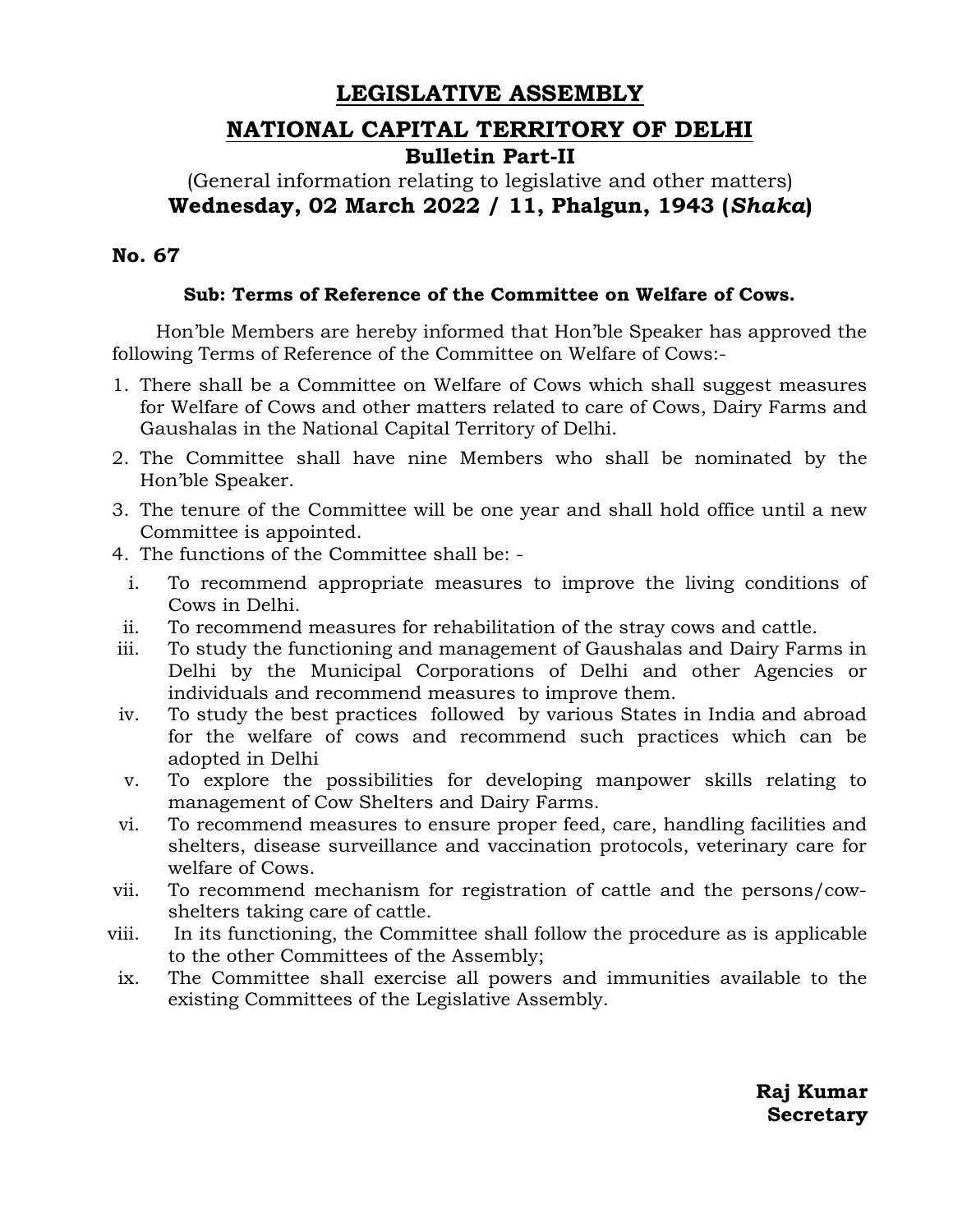# LEGISLATIVE ASSEMBLY

# NATIONAL CAPITAL TERRITORY OF DELHI

## Bulletin Part-II

(General information relating to legislative and other matters)

**Wednesday, 02 March 2022 / 11, Phalgun, 1943 (*Shaka*)**

**No. 67**

**Sub: Terms of Reference of the Committee on Welfare of Cows.**

Hon'ble Members are hereby informed that Hon'ble Speaker has approved the following Terms of Reference of the Committee on Welfare of Cows:-

1. There shall be a Committee on Welfare of Cows which shall suggest measures for Welfare of Cows and other matters related to care of Cows, Dairy Farms and Gaushalas in the National Capital Territory of Delhi.
2. The Committee shall have nine Members who shall be nominated by the Hon'ble Speaker.
3. The tenure of the Committee will be one year and shall hold office until a new Committee is appointed.
4. The functions of the Committee shall be: -

   i. To recommend appropriate measures to improve the living conditions of Cows in Delhi.

   ii. To recommend measures for rehabilitation of the stray cows and cattle.

   iii. To study the functioning and management of Gaushalas and Dairy Farms in Delhi by the Municipal Corporations of Delhi and other Agencies or individuals and recommend measures to improve them.

   iv. To study the best practices followed by various States in India and abroad for the welfare of cows and recommend such practices which can be adopted in Delhi

   v. To explore the possibilities for developing manpower skills relating to management of Cow Shelters and Dairy Farms.

   vi. To recommend measures to ensure proper feed, care, handling facilities and shelters, disease surveillance and vaccination protocols, veterinary care for welfare of Cows.

   vii. To recommend mechanism for registration of cattle and the persons/cow-shelters taking care of cattle.

   viii. In its functioning, the Committee shall follow the procedure as is applicable to the other Committees of the Assembly;

   ix. The Committee shall exercise all powers and immunities available to the existing Committees of the Legislative Assembly.

**Raj Kumar**
**Secretary**